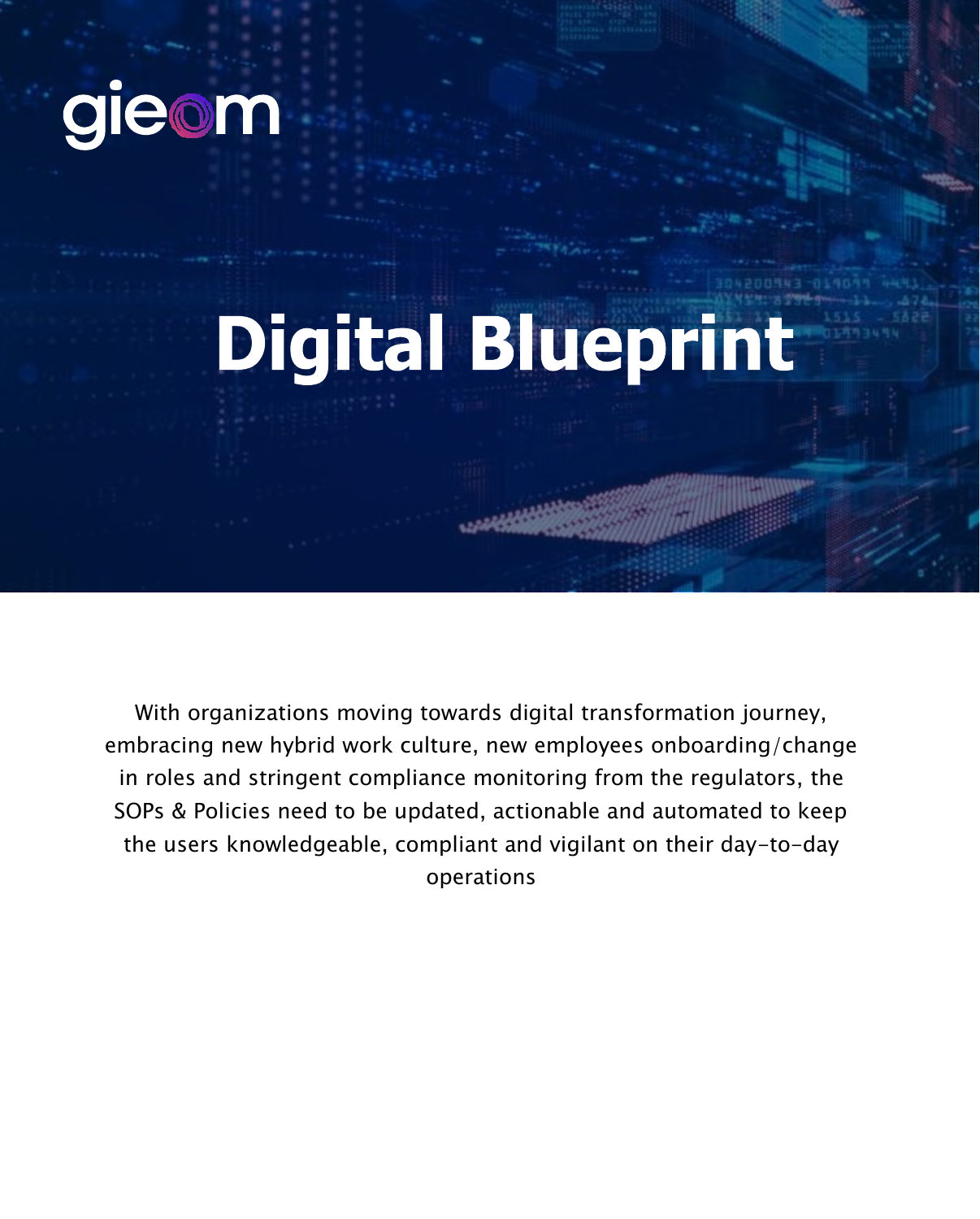gieom

# Digital Blueprint

With organizations moving towards digital transformation journey, embracing new hybrid work culture, new employees onboarding/change in roles and stringent compliance monitoring from the regulators, the SOPs & Policies need to be updated, actionable and automated to keep the users knowledgeable, compliant and vigilant on their day-to-day operations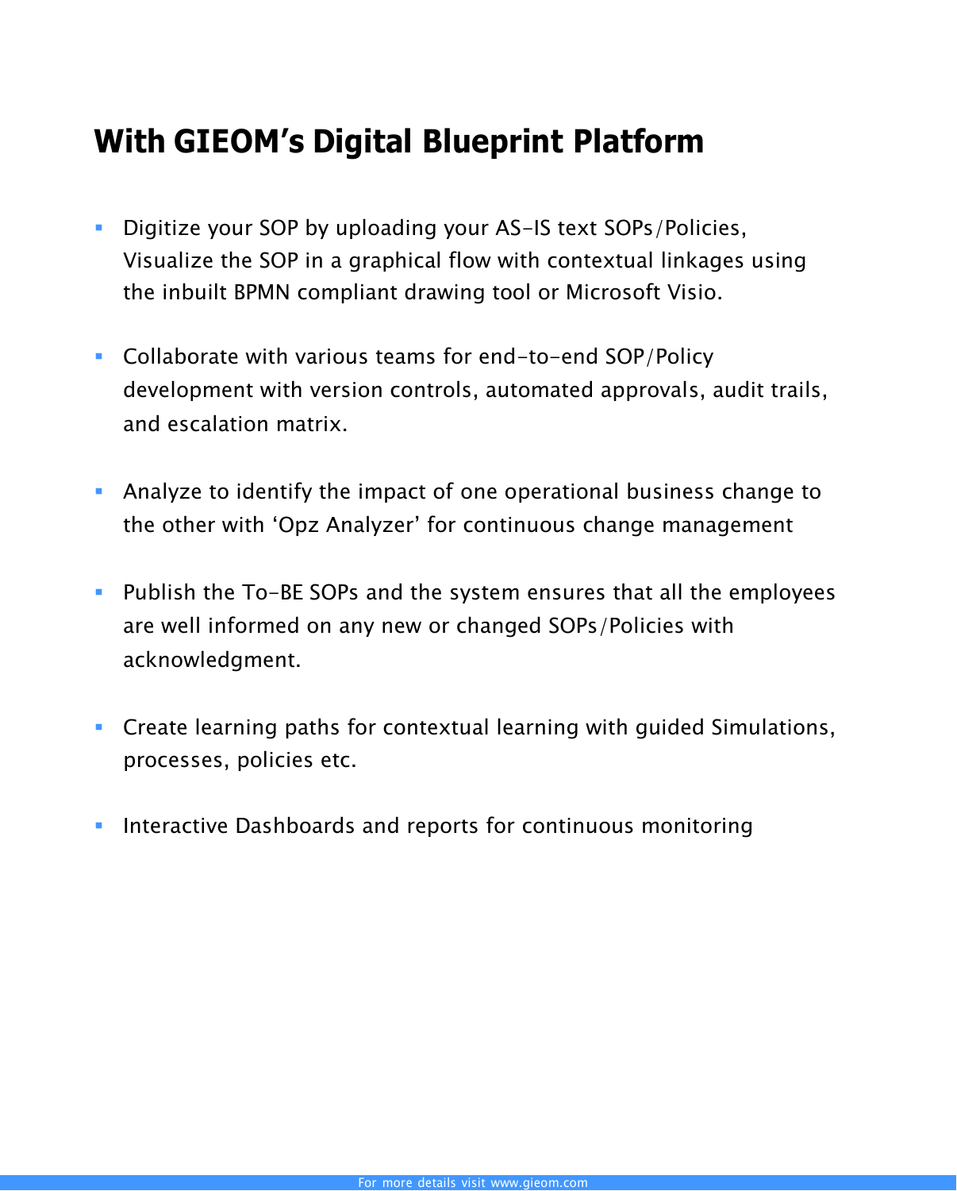## With GIEOM's Digital Blueprint Platform

- Digitize your SOP by uploading your AS-IS text SOPs/Policies, Visualize the SOP in a graphical flow with contextual linkages using the inbuilt BPMN compliant drawing tool or Microsoft Visio.
- Collaborate with various teams for end-to-end SOP/Policy development with version controls, automated approvals, audit trails, and escalation matrix.
- Analyze to identify the impact of one operational business change to the other with 'Opz Analyzer' for continuous change management
- Publish the To-BE SOPs and the system ensures that all the employees are well informed on any new or changed SOPs/Policies with acknowledgment.
- Create learning paths for contextual learning with guided Simulations, processes, policies etc.
- Interactive Dashboards and reports for continuous monitoring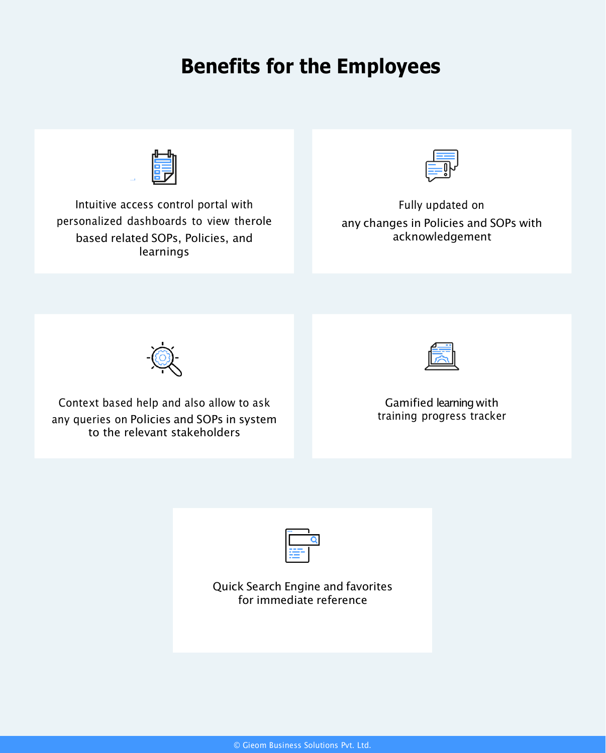# Benefits for the Employees

Intuitive access control portal with personalized dashboards to view therole based related SOPs, Policies, and learnings

Fully updated on any changes in Policies and SOPs with acknowledgement

Context based help and also allow to ask any queries on Policies and SOPs in system to the relevant stakeholders

Gamified learning with training progress tracker

Quick Search Engine and favorites for immediate reference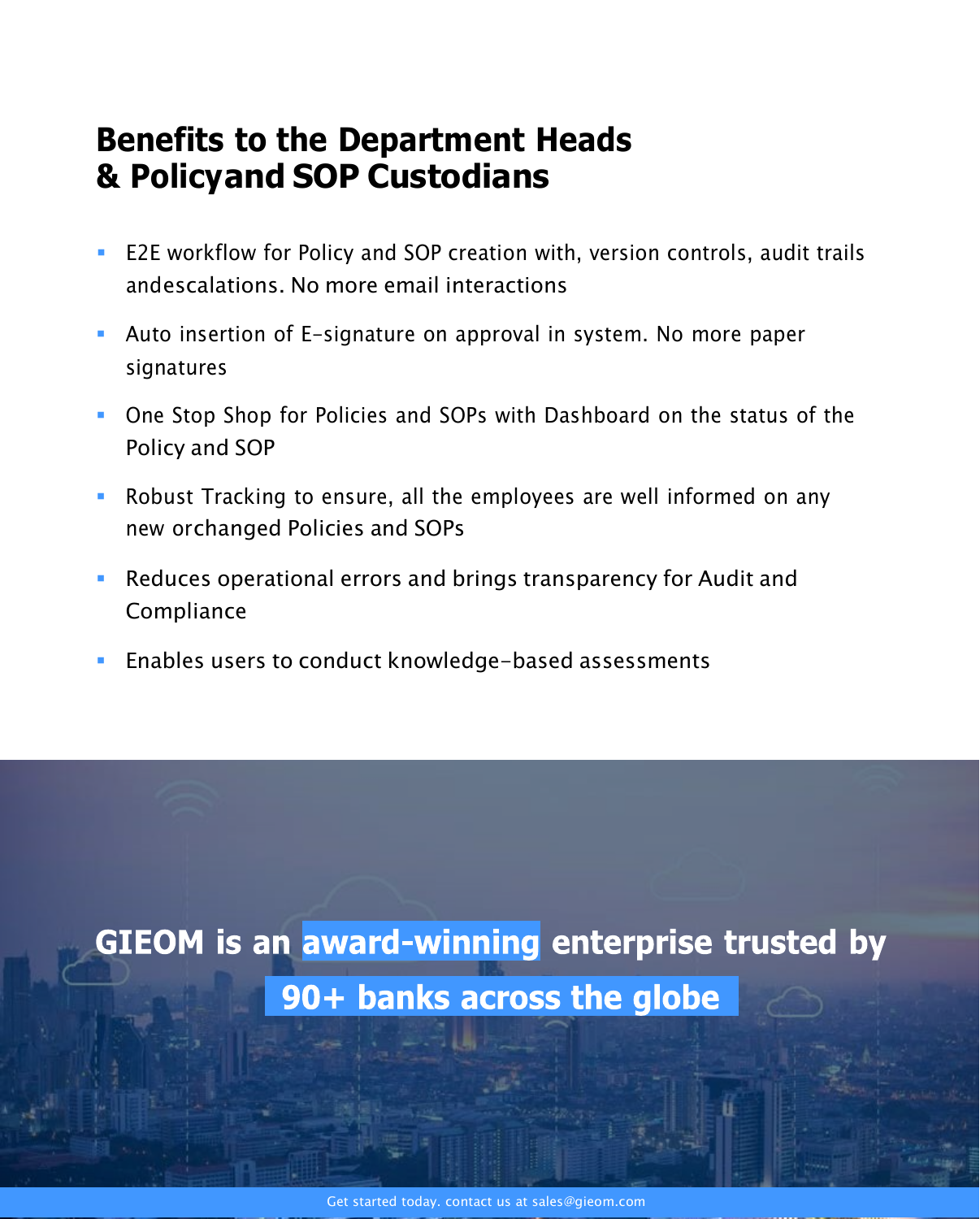## Benefits to the Department Heads & Policyand SOP Custodians

- E2E workflow for Policy and SOP creation with, version controls, audit trails andescalations. No more email interactions
- Auto insertion of E-signature on approval in system. No more paper signatures
- One Stop Shop for Policies and SOPs with Dashboard on the status of the Policy and SOP
- Robust Tracking to ensure, all the employees are well informed on any new orchanged Policies and SOPs
- Reduces operational errors and brings transparency for Audit and Compliance
- Enables users to conduct knowledge-based assessments

**GIEOM is an award-winning enterprise trusted by 90+ banks across the globe**

Get started today. contact us at sales@gieom.com